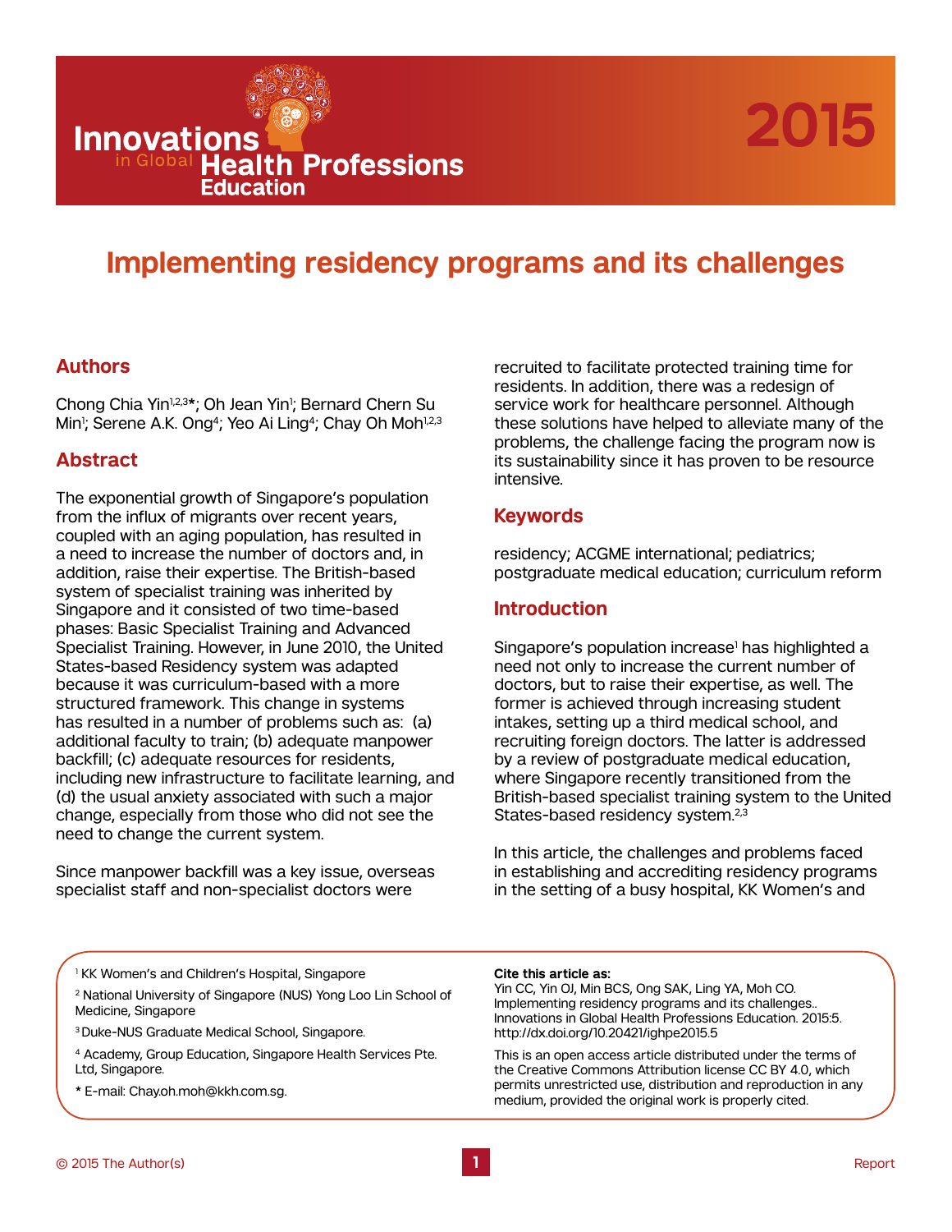# Implementing residency programs and its challenges

## Authors

Chong Chia Yin[1,2,3]*; Oh Jean Yin[1]; Bernard Chern Su Min[1]; Serene A.K. Ong[4]; Yeo Ai Ling[4]; Chay Oh Moh[1,2,3]

## Abstract

The exponential growth of Singapore's population from the influx of migrants over recent years, coupled with an aging population, has resulted in a need to increase the number of doctors and, in addition, raise their expertise. The British-based system of specialist training was inherited by Singapore and it consisted of two time-based phases: Basic Specialist Training and Advanced Specialist Training. However, in June 2010, the United States-based Residency system was adapted because it was curriculum-based with a more structured framework. This change in systems has resulted in a number of problems such as: (a) additional faculty to train; (b) adequate manpower backfill; (c) adequate resources for residents, including new infrastructure to facilitate learning, and (d) the usual anxiety associated with such a major change, especially from those who did not see the need to change the current system.

Since manpower backfill was a key issue, overseas specialist staff and non-specialist doctors were recruited to facilitate protected training time for residents. In addition, there was a redesign of service work for healthcare personnel. Although these solutions have helped to alleviate many of the problems, the challenge facing the program now is its sustainability since it has proven to be resource intensive.

## Keywords

residency; ACGME international; pediatrics; postgraduate medical education; curriculum reform

## Introduction

Singapore's population increase[1] has highlighted a need not only to increase the current number of doctors, but to raise their expertise, as well. The former is achieved through increasing student intakes, setting up a third medical school, and recruiting foreign doctors. The latter is addressed by a review of postgraduate medical education, where Singapore recently transitioned from the British-based specialist training system to the United States-based residency system.[2,3]

In this article, the challenges and problems faced in establishing and accrediting residency programs in the setting of a busy hospital, KK Women's and

---

[1] KK Women's and Children's Hospital, Singapore

[2] National University of Singapore (NUS) Yong Loo Lin School of Medicine, Singapore

[3] Duke-NUS Graduate Medical School, Singapore.

[4] Academy, Group Education, Singapore Health Services Pte. Ltd, Singapore.

* E-mail: Chay.oh.moh@kkh.com.sg.

**Cite this article as:**
Yin CC, Yin OJ, Min BCS, Ong SAK, Ling YA, Moh CO. Implementing residency programs and its challenges.. Innovations in Global Health Professions Education. 2015:5. http://dx.doi.org/10.20421/ighpe2015.5

This is an open access article distributed under the terms of the Creative Commons Attribution license CC BY 4.0, which permits unrestricted use, distribution and reproduction in any medium, provided the original work is properly cited.

© 2015 The Author(s)

Report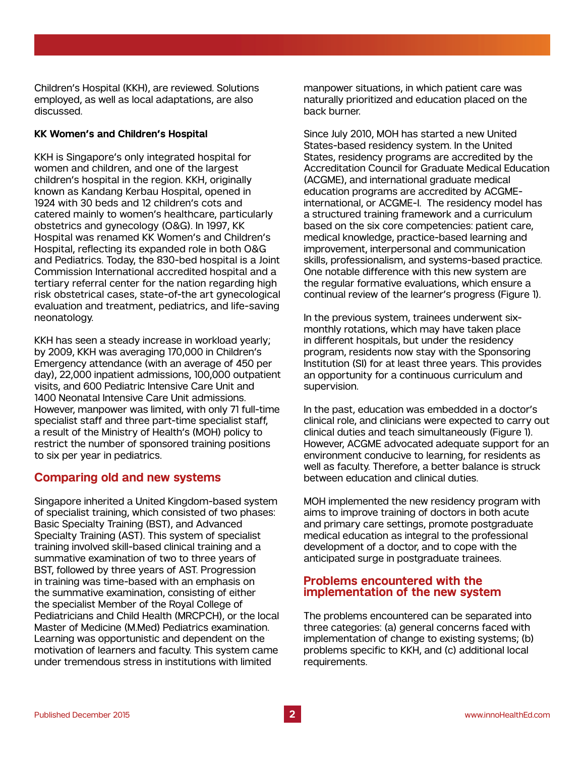Children's Hospital (KKH), are reviewed. Solutions employed, as well as local adaptations, are also discussed.

**KK Women's and Children's Hospital**

KKH is Singapore's only integrated hospital for women and children, and one of the largest children's hospital in the region. KKH, originally known as Kandang Kerbau Hospital, opened in 1924 with 30 beds and 12 children's cots and catered mainly to women's healthcare, particularly obstetrics and gynecology (O&G). In 1997, KK Hospital was renamed KK Women's and Children's Hospital, reflecting its expanded role in both O&G and Pediatrics. Today, the 830-bed hospital is a Joint Commission International accredited hospital and a tertiary referral center for the nation regarding high risk obstetrical cases, state-of-the art gynecological evaluation and treatment, pediatrics, and life-saving neonatology.

KKH has seen a steady increase in workload yearly; by 2009, KKH was averaging 170,000 in Children's Emergency attendance (with an average of 450 per day), 22,000 inpatient admissions, 100,000 outpatient visits, and 600 Pediatric Intensive Care Unit and 1400 Neonatal Intensive Care Unit admissions. However, manpower was limited, with only 71 full-time specialist staff and three part-time specialist staff, a result of the Ministry of Health's (MOH) policy to restrict the number of sponsored training positions to six per year in pediatrics.

## Comparing old and new systems

Singapore inherited a United Kingdom-based system of specialist training, which consisted of two phases: Basic Specialty Training (BST), and Advanced Specialty Training (AST). This system of specialist training involved skill-based clinical training and a summative examination of two to three years of BST, followed by three years of AST. Progression in training was time-based with an emphasis on the summative examination, consisting of either the specialist Member of the Royal College of Pediatricians and Child Health (MRCPCH), or the local Master of Medicine (M.Med) Pediatrics examination. Learning was opportunistic and dependent on the motivation of learners and faculty. This system came under tremendous stress in institutions with limited manpower situations, in which patient care was naturally prioritized and education placed on the back burner.

Since July 2010, MOH has started a new United States-based residency system. In the United States, residency programs are accredited by the Accreditation Council for Graduate Medical Education (ACGME), and international graduate medical education programs are accredited by ACGME-international, or ACGME-I. The residency model has a structured training framework and a curriculum based on the six core competencies: patient care, medical knowledge, practice-based learning and improvement, interpersonal and communication skills, professionalism, and systems-based practice. One notable difference with this new system are the regular formative evaluations, which ensure a continual review of the learner's progress (Figure 1).

In the previous system, trainees underwent six-monthly rotations, which may have taken place in different hospitals, but under the residency program, residents now stay with the Sponsoring Institution (SI) for at least three years. This provides an opportunity for a continuous curriculum and supervision.

In the past, education was embedded in a doctor's clinical role, and clinicians were expected to carry out clinical duties and teach simultaneously (Figure 1). However, ACGME advocated adequate support for an environment conducive to learning, for residents as well as faculty. Therefore, a better balance is struck between education and clinical duties.

MOH implemented the new residency program with aims to improve training of doctors in both acute and primary care settings, promote postgraduate medical education as integral to the professional development of a doctor, and to cope with the anticipated surge in postgraduate trainees.

## Problems encountered with the implementation of the new system

The problems encountered can be separated into three categories: (a) general concerns faced with implementation of change to existing systems; (b) problems specific to KKH, and (c) additional local requirements.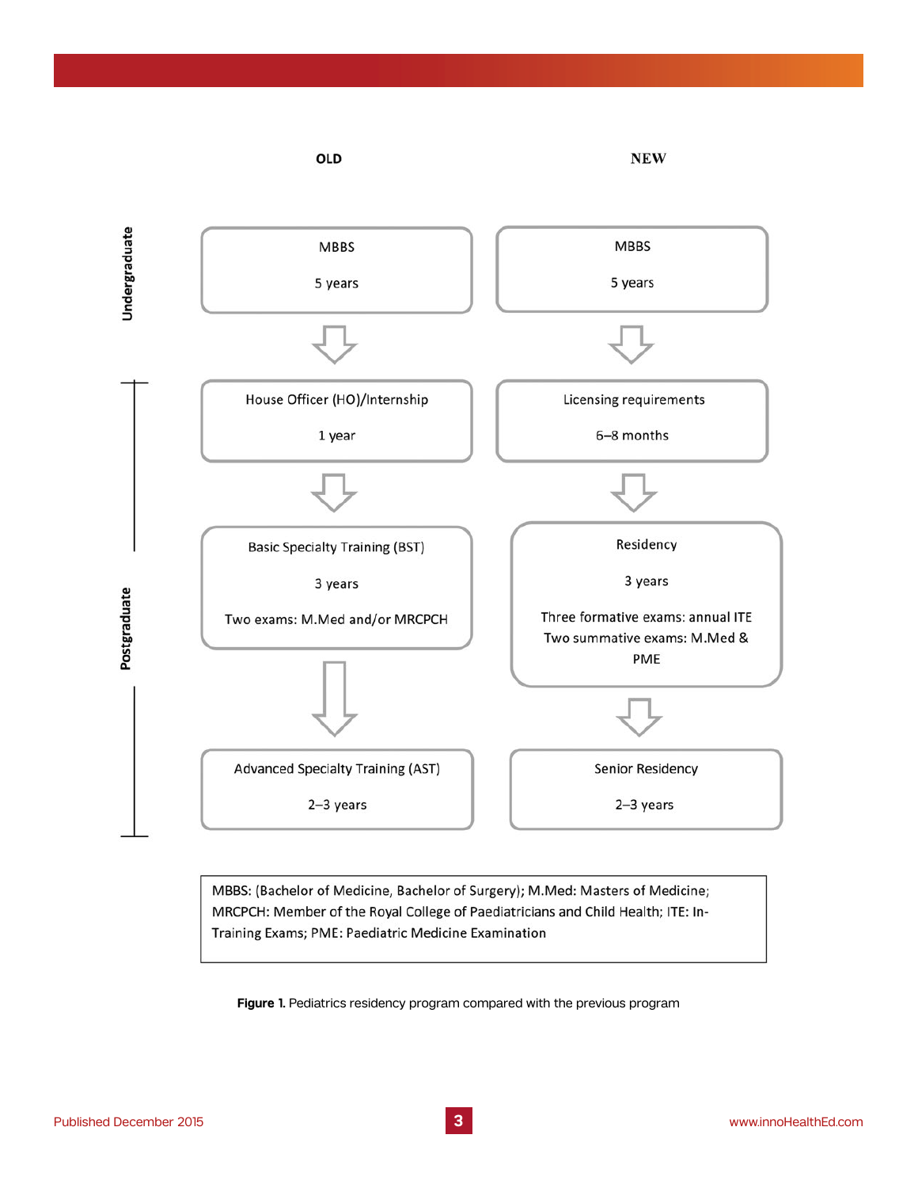| | OLD | NEW |
| --- | --- | --- |
| Undergraduate | MBBS<br>5 years | MBBS<br>5 years |
| Postgraduate | House Officer (HO)/Internship<br>1 year | Licensing requirements<br>6–8 months |
| | Basic Specialty Training (BST)<br>3 years<br>Two exams: M.Med and/or MRCPCH | Residency<br>3 years<br>Three formative exams: annual ITE<br>Two summative exams: M.Med & PME |
| | Advanced Specialty Training (AST)<br>2–3 years | Senior Residency<br>2–3 years |

MBBS: (Bachelor of Medicine, Bachelor of Surgery); M.Med: Masters of Medicine; MRCPCH: Member of the Royal College of Paediatricians and Child Health; ITE: In-Training Exams; PME: Paediatric Medicine Examination

**Figure 1.** Pediatrics residency program compared with the previous program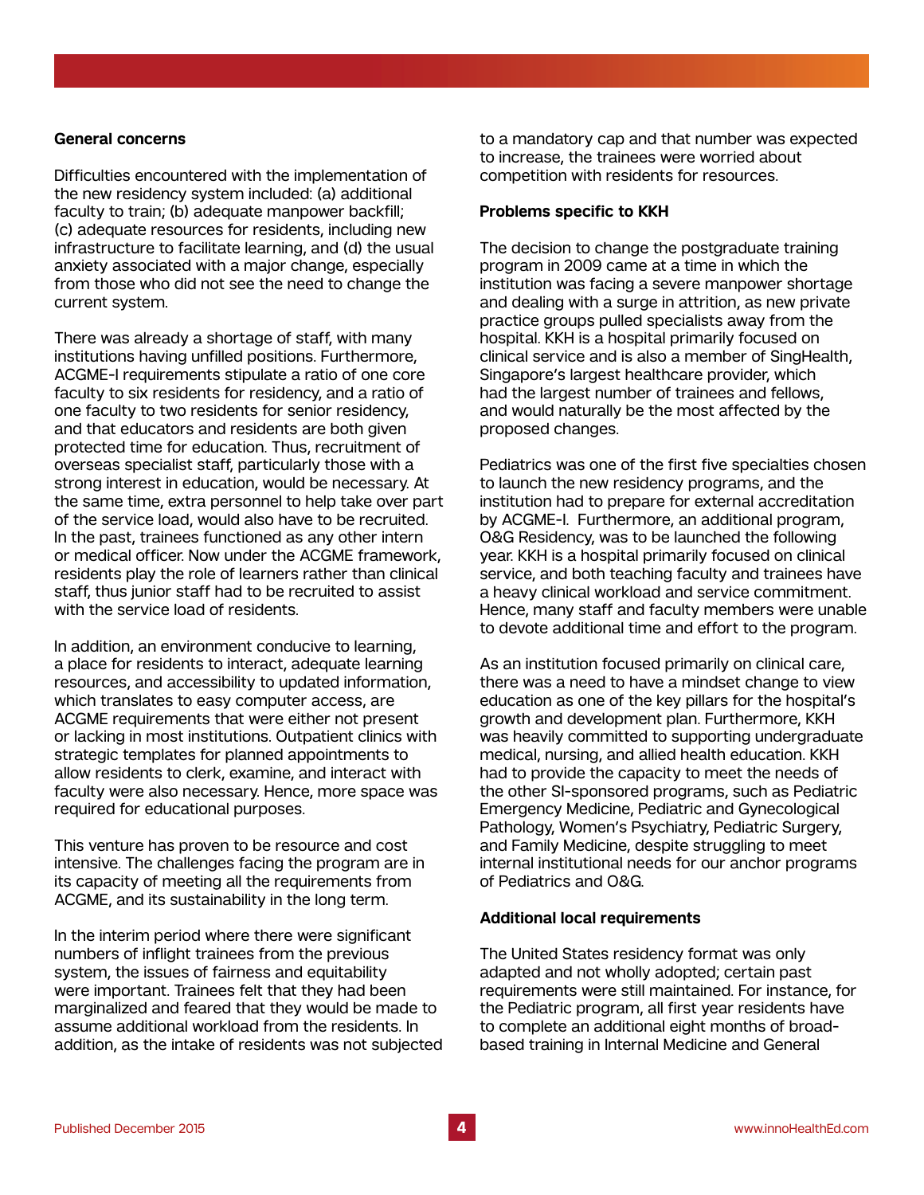**General concerns**

Difficulties encountered with the implementation of the new residency system included: (a) additional faculty to train; (b) adequate manpower backfill; (c) adequate resources for residents, including new infrastructure to facilitate learning, and (d) the usual anxiety associated with a major change, especially from those who did not see the need to change the current system.

There was already a shortage of staff, with many institutions having unfilled positions. Furthermore, ACGME-I requirements stipulate a ratio of one core faculty to six residents for residency, and a ratio of one faculty to two residents for senior residency, and that educators and residents are both given protected time for education. Thus, recruitment of overseas specialist staff, particularly those with a strong interest in education, would be necessary. At the same time, extra personnel to help take over part of the service load, would also have to be recruited. In the past, trainees functioned as any other intern or medical officer. Now under the ACGME framework, residents play the role of learners rather than clinical staff, thus junior staff had to be recruited to assist with the service load of residents.

In addition, an environment conducive to learning, a place for residents to interact, adequate learning resources, and accessibility to updated information, which translates to easy computer access, are ACGME requirements that were either not present or lacking in most institutions. Outpatient clinics with strategic templates for planned appointments to allow residents to clerk, examine, and interact with faculty were also necessary. Hence, more space was required for educational purposes.

This venture has proven to be resource and cost intensive. The challenges facing the program are in its capacity of meeting all the requirements from ACGME, and its sustainability in the long term.

In the interim period where there were significant numbers of inflight trainees from the previous system, the issues of fairness and equitability were important. Trainees felt that they had been marginalized and feared that they would be made to assume additional workload from the residents. In addition, as the intake of residents was not subjected to a mandatory cap and that number was expected to increase, the trainees were worried about competition with residents for resources.

**Problems specific to KKH**

The decision to change the postgraduate training program in 2009 came at a time in which the institution was facing a severe manpower shortage and dealing with a surge in attrition, as new private practice groups pulled specialists away from the hospital. KKH is a hospital primarily focused on clinical service and is also a member of SingHealth, Singapore's largest healthcare provider, which had the largest number of trainees and fellows, and would naturally be the most affected by the proposed changes.

Pediatrics was one of the first five specialties chosen to launch the new residency programs, and the institution had to prepare for external accreditation by ACGME-I. Furthermore, an additional program, O&G Residency, was to be launched the following year. KKH is a hospital primarily focused on clinical service, and both teaching faculty and trainees have a heavy clinical workload and service commitment. Hence, many staff and faculty members were unable to devote additional time and effort to the program.

As an institution focused primarily on clinical care, there was a need to have a mindset change to view education as one of the key pillars for the hospital's growth and development plan. Furthermore, KKH was heavily committed to supporting undergraduate medical, nursing, and allied health education. KKH had to provide the capacity to meet the needs of the other SI-sponsored programs, such as Pediatric Emergency Medicine, Pediatric and Gynecological Pathology, Women's Psychiatry, Pediatric Surgery, and Family Medicine, despite struggling to meet internal institutional needs for our anchor programs of Pediatrics and O&G.

**Additional local requirements**

The United States residency format was only adapted and not wholly adopted; certain past requirements were still maintained. For instance, for the Pediatric program, all first year residents have to complete an additional eight months of broad-based training in Internal Medicine and General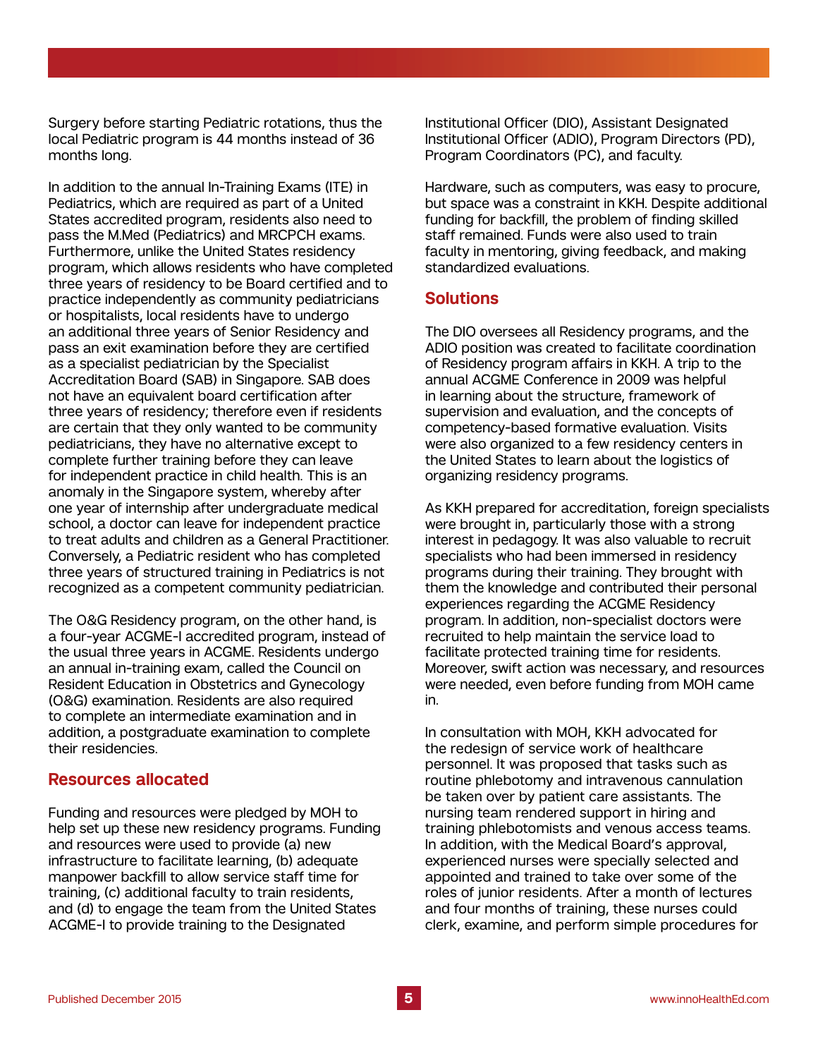Surgery before starting Pediatric rotations, thus the local Pediatric program is 44 months instead of 36 months long.

In addition to the annual In-Training Exams (ITE) in Pediatrics, which are required as part of a United States accredited program, residents also need to pass the M.Med (Pediatrics) and MRCPCH exams. Furthermore, unlike the United States residency program, which allows residents who have completed three years of residency to be Board certified and to practice independently as community pediatricians or hospitalists, local residents have to undergo an additional three years of Senior Residency and pass an exit examination before they are certified as a specialist pediatrician by the Specialist Accreditation Board (SAB) in Singapore. SAB does not have an equivalent board certification after three years of residency; therefore even if residents are certain that they only wanted to be community pediatricians, they have no alternative except to complete further training before they can leave for independent practice in child health. This is an anomaly in the Singapore system, whereby after one year of internship after undergraduate medical school, a doctor can leave for independent practice to treat adults and children as a General Practitioner. Conversely, a Pediatric resident who has completed three years of structured training in Pediatrics is not recognized as a competent community pediatrician.

The O&G Residency program, on the other hand, is a four-year ACGME-I accredited program, instead of the usual three years in ACGME. Residents undergo an annual in-training exam, called the Council on Resident Education in Obstetrics and Gynecology (O&G) examination. Residents are also required to complete an intermediate examination and in addition, a postgraduate examination to complete their residencies.

## Resources allocated

Funding and resources were pledged by MOH to help set up these new residency programs. Funding and resources were used to provide (a) new infrastructure to facilitate learning, (b) adequate manpower backfill to allow service staff time for training, (c) additional faculty to train residents, and (d) to engage the team from the United States ACGME-I to provide training to the Designated Institutional Officer (DIO), Assistant Designated Institutional Officer (ADIO), Program Directors (PD), Program Coordinators (PC), and faculty.

Hardware, such as computers, was easy to procure, but space was a constraint in KKH. Despite additional funding for backfill, the problem of finding skilled staff remained. Funds were also used to train faculty in mentoring, giving feedback, and making standardized evaluations.

## Solutions

The DIO oversees all Residency programs, and the ADIO position was created to facilitate coordination of Residency program affairs in KKH. A trip to the annual ACGME Conference in 2009 was helpful in learning about the structure, framework of supervision and evaluation, and the concepts of competency-based formative evaluation. Visits were also organized to a few residency centers in the United States to learn about the logistics of organizing residency programs.

As KKH prepared for accreditation, foreign specialists were brought in, particularly those with a strong interest in pedagogy. It was also valuable to recruit specialists who had been immersed in residency programs during their training. They brought with them the knowledge and contributed their personal experiences regarding the ACGME Residency program. In addition, non-specialist doctors were recruited to help maintain the service load to facilitate protected training time for residents. Moreover, swift action was necessary, and resources were needed, even before funding from MOH came in.

In consultation with MOH, KKH advocated for the redesign of service work of healthcare personnel. It was proposed that tasks such as routine phlebotomy and intravenous cannulation be taken over by patient care assistants. The nursing team rendered support in hiring and training phlebotomists and venous access teams. In addition, with the Medical Board's approval, experienced nurses were specially selected and appointed and trained to take over some of the roles of junior residents. After a month of lectures and four months of training, these nurses could clerk, examine, and perform simple procedures for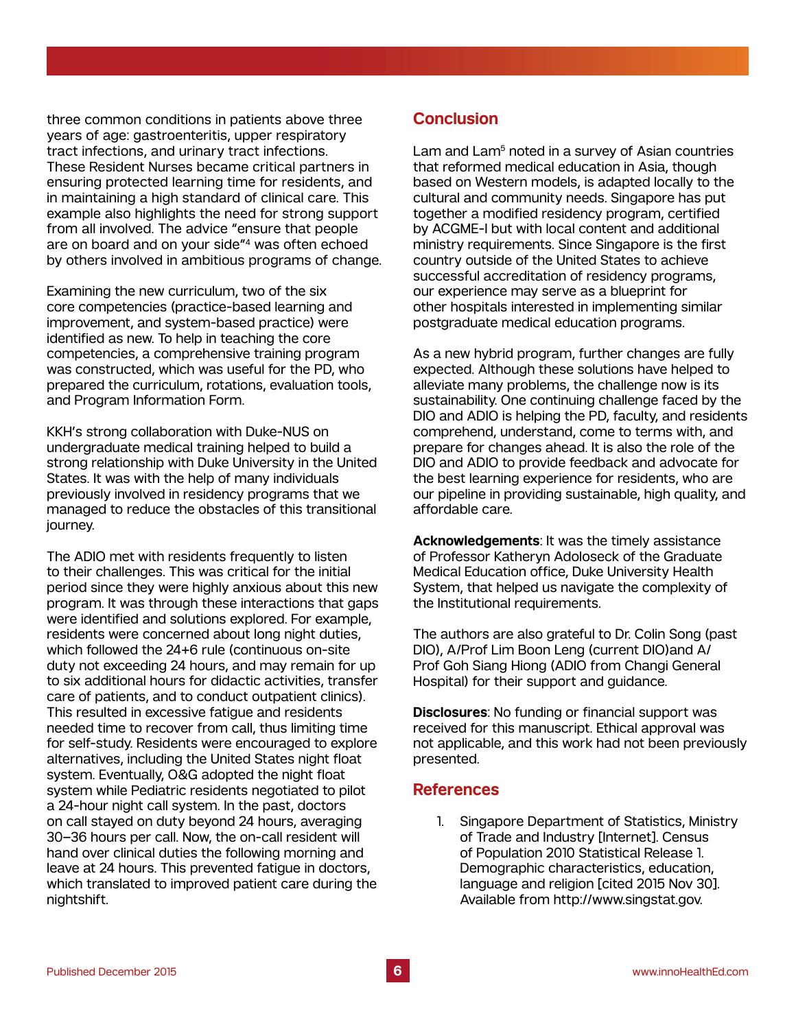three common conditions in patients above three years of age: gastroenteritis, upper respiratory tract infections, and urinary tract infections. These Resident Nurses became critical partners in ensuring protected learning time for residents, and in maintaining a high standard of clinical care. This example also highlights the need for strong support from all involved. The advice "ensure that people are on board and on your side"[4] was often echoed by others involved in ambitious programs of change.

Examining the new curriculum, two of the six core competencies (practice-based learning and improvement, and system-based practice) were identified as new. To help in teaching the core competencies, a comprehensive training program was constructed, which was useful for the PD, who prepared the curriculum, rotations, evaluation tools, and Program Information Form.

KKH's strong collaboration with Duke-NUS on undergraduate medical training helped to build a strong relationship with Duke University in the United States. It was with the help of many individuals previously involved in residency programs that we managed to reduce the obstacles of this transitional journey.

The ADIO met with residents frequently to listen to their challenges. This was critical for the initial period since they were highly anxious about this new program. It was through these interactions that gaps were identified and solutions explored. For example, residents were concerned about long night duties, which followed the 24+6 rule (continuous on-site duty not exceeding 24 hours, and may remain for up to six additional hours for didactic activities, transfer care of patients, and to conduct outpatient clinics). This resulted in excessive fatigue and residents needed time to recover from call, thus limiting time for self-study. Residents were encouraged to explore alternatives, including the United States night float system. Eventually, O&G adopted the night float system while Pediatric residents negotiated to pilot a 24-hour night call system. In the past, doctors on call stayed on duty beyond 24 hours, averaging 30–36 hours per call. Now, the on-call resident will hand over clinical duties the following morning and leave at 24 hours. This prevented fatigue in doctors, which translated to improved patient care during the nightshift.

## Conclusion

Lam and Lam[5] noted in a survey of Asian countries that reformed medical education in Asia, though based on Western models, is adapted locally to the cultural and community needs. Singapore has put together a modified residency program, certified by ACGME-I but with local content and additional ministry requirements. Since Singapore is the first country outside of the United States to achieve successful accreditation of residency programs, our experience may serve as a blueprint for other hospitals interested in implementing similar postgraduate medical education programs.

As a new hybrid program, further changes are fully expected. Although these solutions have helped to alleviate many problems, the challenge now is its sustainability. One continuing challenge faced by the DIO and ADIO is helping the PD, faculty, and residents comprehend, understand, come to terms with, and prepare for changes ahead. It is also the role of the DIO and ADIO to provide feedback and advocate for the best learning experience for residents, who are our pipeline in providing sustainable, high quality, and affordable care.

**Acknowledgements**: It was the timely assistance of Professor Katheryn Adoloseck of the Graduate Medical Education office, Duke University Health System, that helped us navigate the complexity of the Institutional requirements.

The authors are also grateful to Dr. Colin Song (past DIO), A/Prof Lim Boon Leng (current DIO)and A/Prof Goh Siang Hiong (ADIO from Changi General Hospital) for their support and guidance.

**Disclosures**: No funding or financial support was received for this manuscript. Ethical approval was not applicable, and this work had not been previously presented.

## References

1. Singapore Department of Statistics, Ministry of Trade and Industry [Internet]. Census of Population 2010 Statistical Release 1. Demographic characteristics, education, language and religion [cited 2015 Nov 30]. Available from http://www.singstat.gov.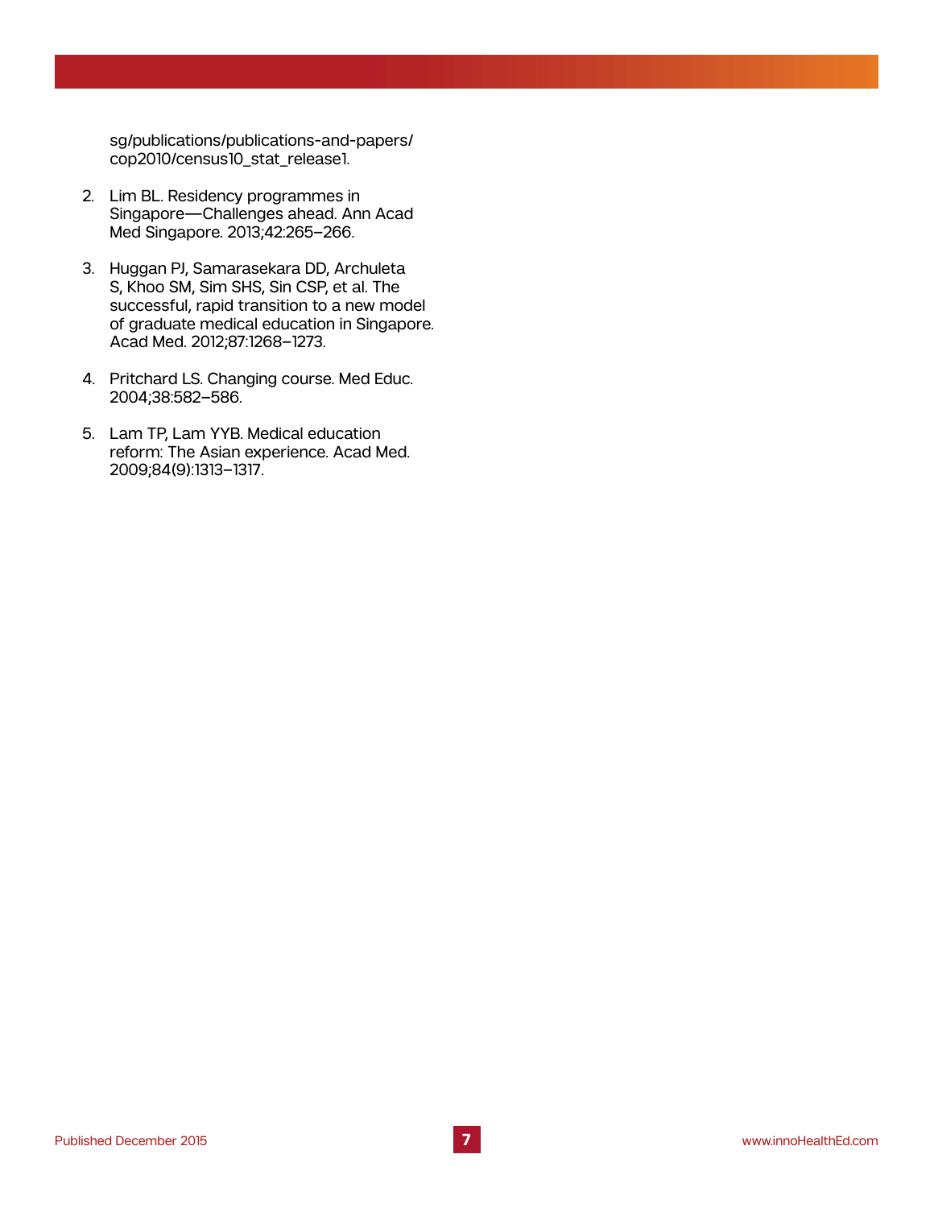sg/publications/publications-and-papers/cop2010/census10_stat_release1.

2. Lim BL. Residency programmes in Singapore—Challenges ahead. Ann Acad Med Singapore. 2013;42:265–266.

3. Huggan PJ, Samarasekara DD, Archuleta S, Khoo SM, Sim SHS, Sin CSP, et al. The successful, rapid transition to a new model of graduate medical education in Singapore. Acad Med. 2012;87:1268–1273.

4. Pritchard LS. Changing course. Med Educ. 2004;38:582–586.

5. Lam TP, Lam YYB. Medical education reform: The Asian experience. Acad Med. 2009;84(9):1313–1317.